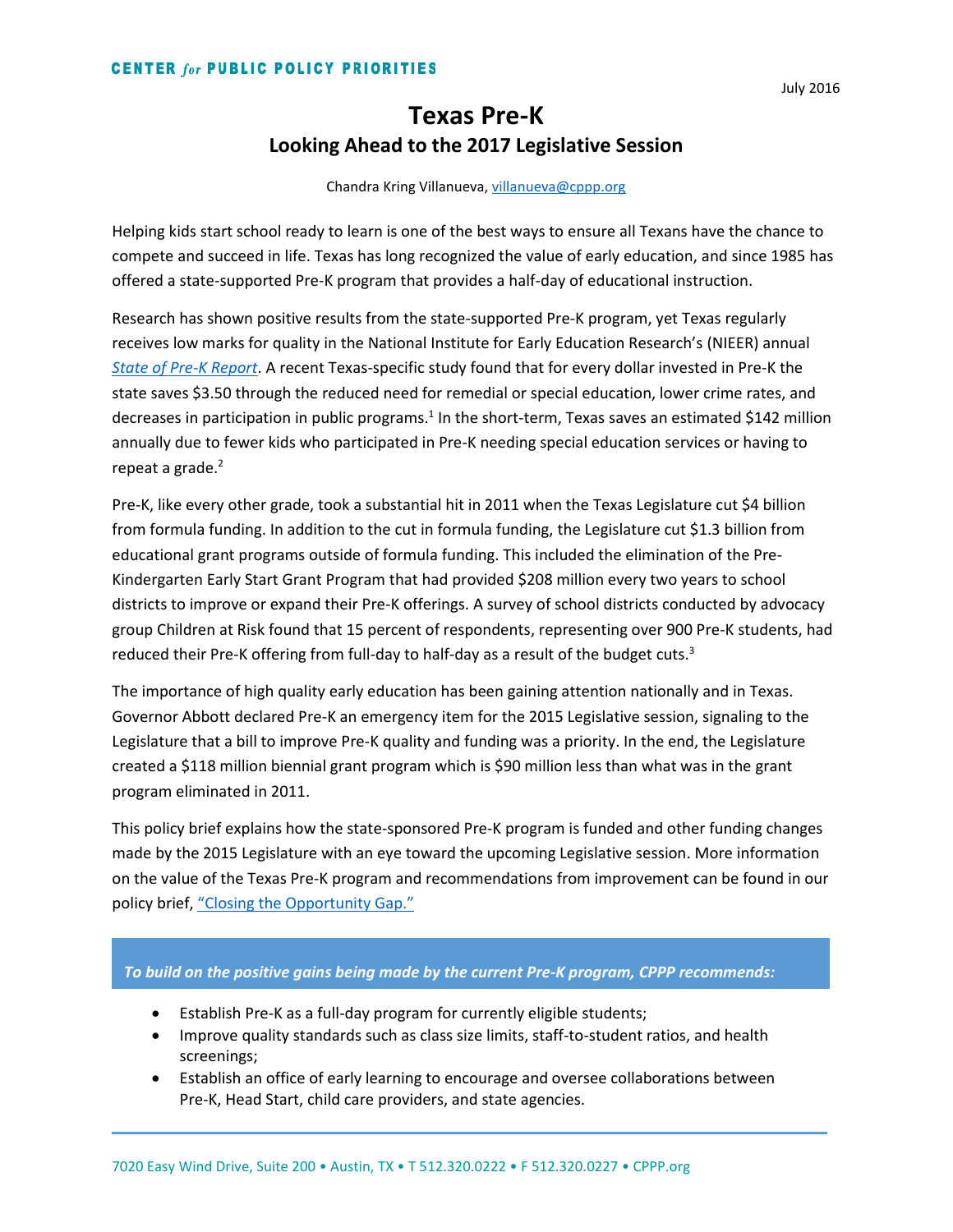CENTER *for* PUBLIC POLICY PRIORITIES

July 2016

# Texas Pre-K

## Looking Ahead to the 2017 Legislative Session

Chandra Kring Villanueva, villanueva@cppp.org

Helping kids start school ready to learn is one of the best ways to ensure all Texans have the chance to compete and succeed in life. Texas has long recognized the value of early education, and since 1985 has offered a state-supported Pre-K program that provides a half-day of educational instruction.

Research has shown positive results from the state-supported Pre-K program, yet Texas regularly receives low marks for quality in the National Institute for Early Education Research's (NIEER) annual *State of Pre-K Report*. A recent Texas-specific study found that for every dollar invested in Pre-K the state saves $3.50 through the reduced need for remedial or special education, lower crime rates, and decreases in participation in public programs.[1] In the short-term, Texas saves an estimated $142 million annually due to fewer kids who participated in Pre-K needing special education services or having to repeat a grade.[2]

Pre-K, like every other grade, took a substantial hit in 2011 when the Texas Legislature cut $4 billion from formula funding. In addition to the cut in formula funding, the Legislature cut $1.3 billion from educational grant programs outside of formula funding. This included the elimination of the Pre-Kindergarten Early Start Grant Program that had provided $208 million every two years to school districts to improve or expand their Pre-K offerings. A survey of school districts conducted by advocacy group Children at Risk found that 15 percent of respondents, representing over 900 Pre-K students, had reduced their Pre-K offering from full-day to half-day as a result of the budget cuts.[3]

The importance of high quality early education has been gaining attention nationally and in Texas. Governor Abbott declared Pre-K an emergency item for the 2015 Legislative session, signaling to the Legislature that a bill to improve Pre-K quality and funding was a priority. In the end, the Legislature created a $118 million biennial grant program which is $90 million less than what was in the grant program eliminated in 2011.

This policy brief explains how the state-sponsored Pre-K program is funded and other funding changes made by the 2015 Legislature with an eye toward the upcoming Legislative session. More information on the value of the Texas Pre-K program and recommendations from improvement can be found in our policy brief, "Closing the Opportunity Gap."

***To build on the positive gains being made by the current Pre-K program, CPPP recommends:***

- Establish Pre-K as a full-day program for currently eligible students;
- Improve quality standards such as class size limits, staff-to-student ratios, and health screenings;
- Establish an office of early learning to encourage and oversee collaborations between Pre-K, Head Start, child care providers, and state agencies.

7020 Easy Wind Drive, Suite 200 • Austin, TX • T 512.320.0222 • F 512.320.0227 • CPPP.org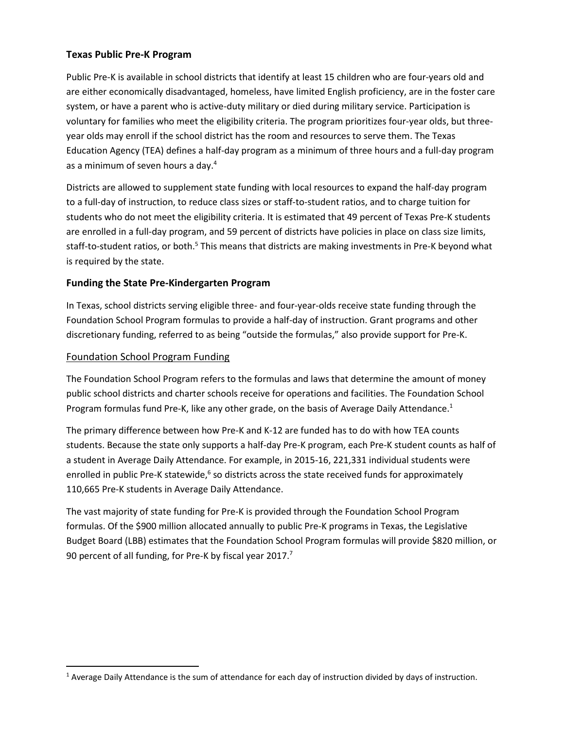### Texas Public Pre-K Program

Public Pre-K is available in school districts that identify at least 15 children who are four-years old and are either economically disadvantaged, homeless, have limited English proficiency, are in the foster care system, or have a parent who is active-duty military or died during military service. Participation is voluntary for families who meet the eligibility criteria. The program prioritizes four-year olds, but three-year olds may enroll if the school district has the room and resources to serve them. The Texas Education Agency (TEA) defines a half-day program as a minimum of three hours and a full-day program as a minimum of seven hours a day.[4]

Districts are allowed to supplement state funding with local resources to expand the half-day program to a full-day of instruction, to reduce class sizes or staff-to-student ratios, and to charge tuition for students who do not meet the eligibility criteria. It is estimated that 49 percent of Texas Pre-K students are enrolled in a full-day program, and 59 percent of districts have policies in place on class size limits, staff-to-student ratios, or both.[5] This means that districts are making investments in Pre-K beyond what is required by the state.

### Funding the State Pre-Kindergarten Program

In Texas, school districts serving eligible three- and four-year-olds receive state funding through the Foundation School Program formulas to provide a half-day of instruction. Grant programs and other discretionary funding, referred to as being "outside the formulas," also provide support for Pre-K.

#### Foundation School Program Funding

The Foundation School Program refers to the formulas and laws that determine the amount of money public school districts and charter schools receive for operations and facilities. The Foundation School Program formulas fund Pre-K, like any other grade, on the basis of Average Daily Attendance.[1]

The primary difference between how Pre-K and K-12 are funded has to do with how TEA counts students. Because the state only supports a half-day Pre-K program, each Pre-K student counts as half of a student in Average Daily Attendance. For example, in 2015-16, 221,331 individual students were enrolled in public Pre-K statewide,[6] so districts across the state received funds for approximately 110,665 Pre-K students in Average Daily Attendance.

The vast majority of state funding for Pre-K is provided through the Foundation School Program formulas. Of the $900 million allocated annually to public Pre-K programs in Texas, the Legislative Budget Board (LBB) estimates that the Foundation School Program formulas will provide $820 million, or 90 percent of all funding, for Pre-K by fiscal year 2017.[7]

---

[1] Average Daily Attendance is the sum of attendance for each day of instruction divided by days of instruction.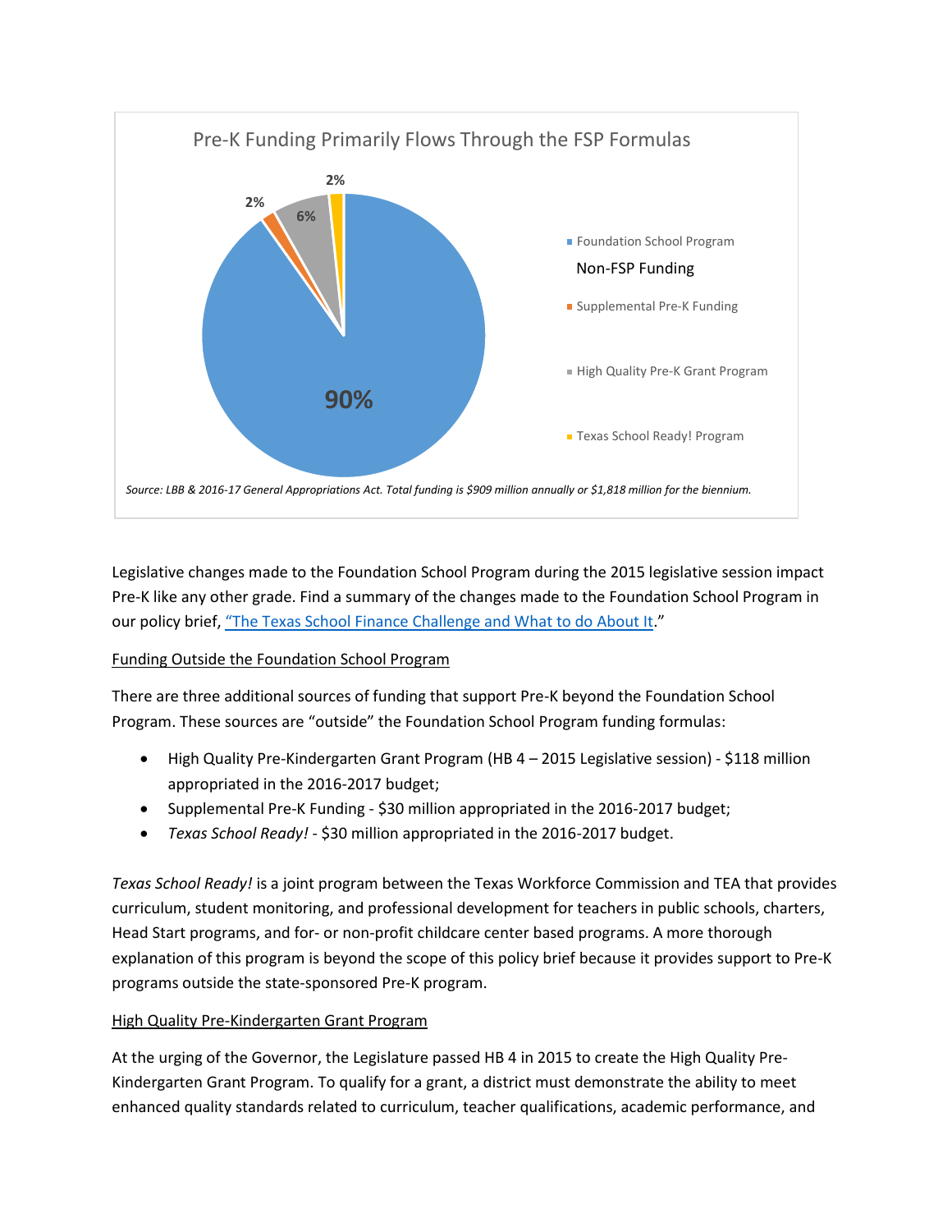**Pre-K Funding Primarily Flows Through the FSP Formulas**

| Category | Share |
|---|---|
| Foundation School Program | 90% |
| *Non-FSP Funding* | |
| Supplemental Pre-K Funding | 2% |
| High Quality Pre-K Grant Program | 6% |
| Texas School Ready! Program | 2% |

*Source: LBB & 2016-17 General Appropriations Act. Total funding is $909 million annually or $1,818 million for the biennium.*

Legislative changes made to the Foundation School Program during the 2015 legislative session impact Pre-K like any other grade. Find a summary of the changes made to the Foundation School Program in our policy brief, "The Texas School Finance Challenge and What to do About It."

## Funding Outside the Foundation School Program

There are three additional sources of funding that support Pre-K beyond the Foundation School Program. These sources are "outside" the Foundation School Program funding formulas:

- High Quality Pre-Kindergarten Grant Program (HB 4 – 2015 Legislative session) - $118 million appropriated in the 2016-2017 budget;
- Supplemental Pre-K Funding - $30 million appropriated in the 2016-2017 budget;
- *Texas School Ready!* - $30 million appropriated in the 2016-2017 budget.

*Texas School Ready!* is a joint program between the Texas Workforce Commission and TEA that provides curriculum, student monitoring, and professional development for teachers in public schools, charters, Head Start programs, and for- or non-profit childcare center based programs. A more thorough explanation of this program is beyond the scope of this policy brief because it provides support to Pre-K programs outside the state-sponsored Pre-K program.

## High Quality Pre-Kindergarten Grant Program

At the urging of the Governor, the Legislature passed HB 4 in 2015 to create the High Quality Pre-Kindergarten Grant Program. To qualify for a grant, a district must demonstrate the ability to meet enhanced quality standards related to curriculum, teacher qualifications, academic performance, and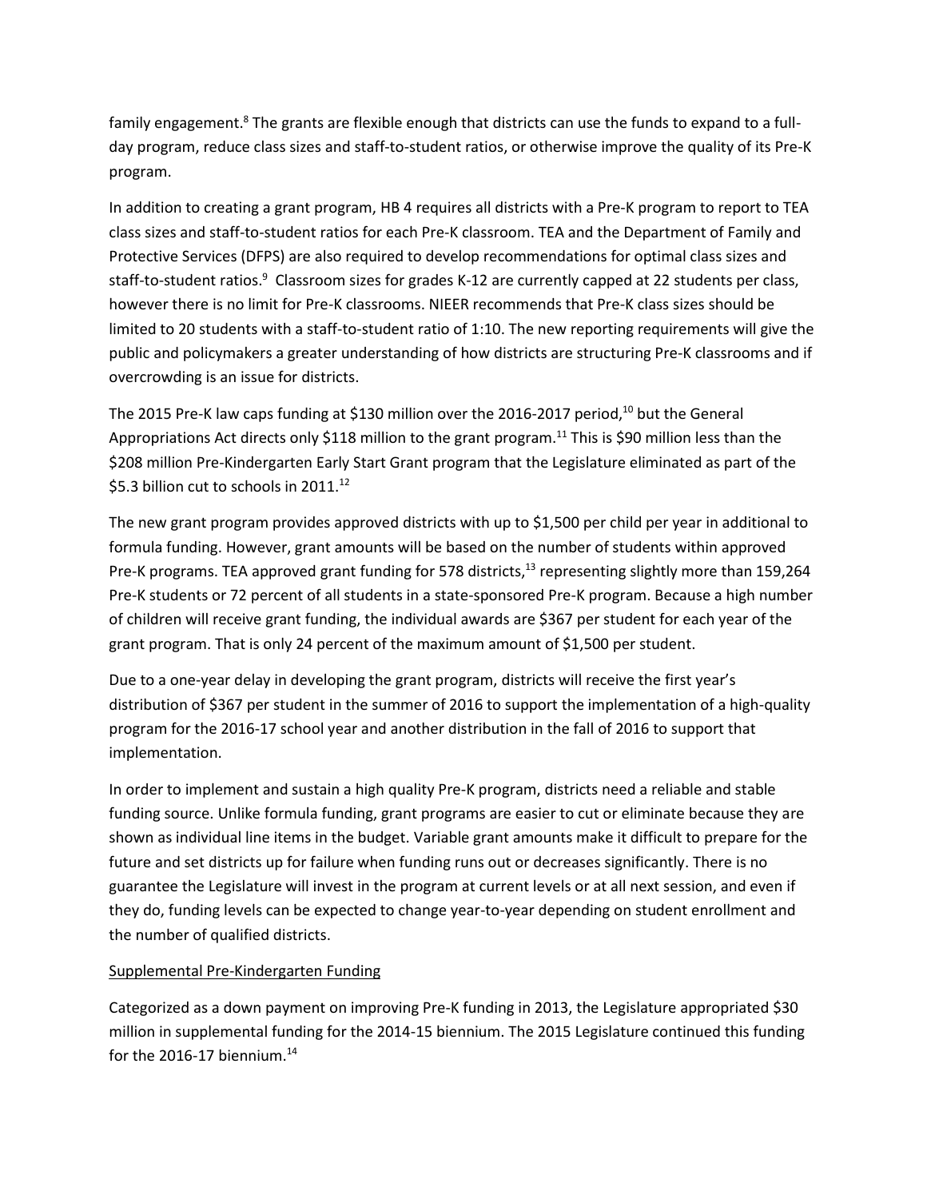family engagement.[8] The grants are flexible enough that districts can use the funds to expand to a full-day program, reduce class sizes and staff-to-student ratios, or otherwise improve the quality of its Pre-K program.

In addition to creating a grant program, HB 4 requires all districts with a Pre-K program to report to TEA class sizes and staff-to-student ratios for each Pre-K classroom. TEA and the Department of Family and Protective Services (DFPS) are also required to develop recommendations for optimal class sizes and staff-to-student ratios.[9] Classroom sizes for grades K-12 are currently capped at 22 students per class, however there is no limit for Pre-K classrooms. NIEER recommends that Pre-K class sizes should be limited to 20 students with a staff-to-student ratio of 1:10. The new reporting requirements will give the public and policymakers a greater understanding of how districts are structuring Pre-K classrooms and if overcrowding is an issue for districts.

The 2015 Pre-K law caps funding at $130 million over the 2016-2017 period,[10] but the General Appropriations Act directs only $118 million to the grant program.[11] This is $90 million less than the $208 million Pre-Kindergarten Early Start Grant program that the Legislature eliminated as part of the $5.3 billion cut to schools in 2011.[12]

The new grant program provides approved districts with up to $1,500 per child per year in additional to formula funding. However, grant amounts will be based on the number of students within approved Pre-K programs. TEA approved grant funding for 578 districts,[13] representing slightly more than 159,264 Pre-K students or 72 percent of all students in a state-sponsored Pre-K program. Because a high number of children will receive grant funding, the individual awards are $367 per student for each year of the grant program. That is only 24 percent of the maximum amount of $1,500 per student.

Due to a one-year delay in developing the grant program, districts will receive the first year's distribution of $367 per student in the summer of 2016 to support the implementation of a high-quality program for the 2016-17 school year and another distribution in the fall of 2016 to support that implementation.

In order to implement and sustain a high quality Pre-K program, districts need a reliable and stable funding source. Unlike formula funding, grant programs are easier to cut or eliminate because they are shown as individual line items in the budget. Variable grant amounts make it difficult to prepare for the future and set districts up for failure when funding runs out or decreases significantly. There is no guarantee the Legislature will invest in the program at current levels or at all next session, and even if they do, funding levels can be expected to change year-to-year depending on student enrollment and the number of qualified districts.

<u>Supplemental Pre-Kindergarten Funding</u>

Categorized as a down payment on improving Pre-K funding in 2013, the Legislature appropriated $30 million in supplemental funding for the 2014-15 biennium. The 2015 Legislature continued this funding for the 2016-17 biennium.[14]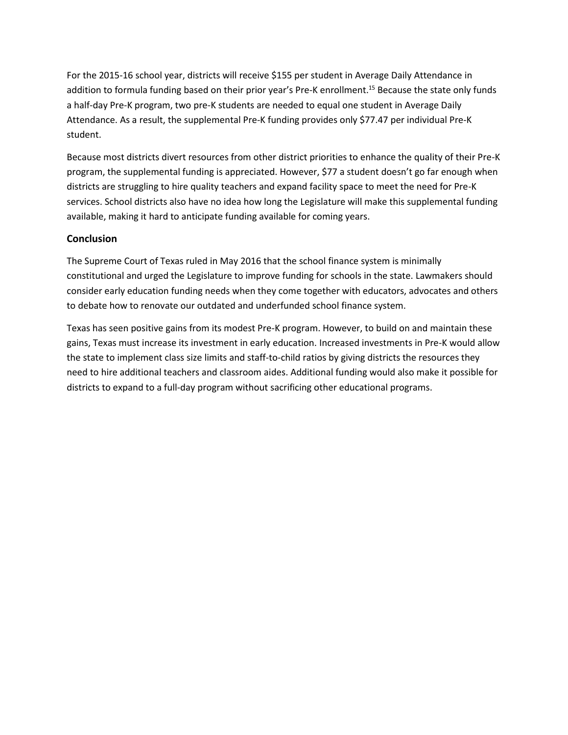For the 2015-16 school year, districts will receive $155 per student in Average Daily Attendance in addition to formula funding based on their prior year's Pre-K enrollment.[15] Because the state only funds a half-day Pre-K program, two pre-K students are needed to equal one student in Average Daily Attendance. As a result, the supplemental Pre-K funding provides only $77.47 per individual Pre-K student.

Because most districts divert resources from other district priorities to enhance the quality of their Pre-K program, the supplemental funding is appreciated. However, $77 a student doesn't go far enough when districts are struggling to hire quality teachers and expand facility space to meet the need for Pre-K services. School districts also have no idea how long the Legislature will make this supplemental funding available, making it hard to anticipate funding available for coming years.

## Conclusion

The Supreme Court of Texas ruled in May 2016 that the school finance system is minimally constitutional and urged the Legislature to improve funding for schools in the state. Lawmakers should consider early education funding needs when they come together with educators, advocates and others to debate how to renovate our outdated and underfunded school finance system.

Texas has seen positive gains from its modest Pre-K program. However, to build on and maintain these gains, Texas must increase its investment in early education. Increased investments in Pre-K would allow the state to implement class size limits and staff-to-child ratios by giving districts the resources they need to hire additional teachers and classroom aides. Additional funding would also make it possible for districts to expand to a full-day program without sacrificing other educational programs.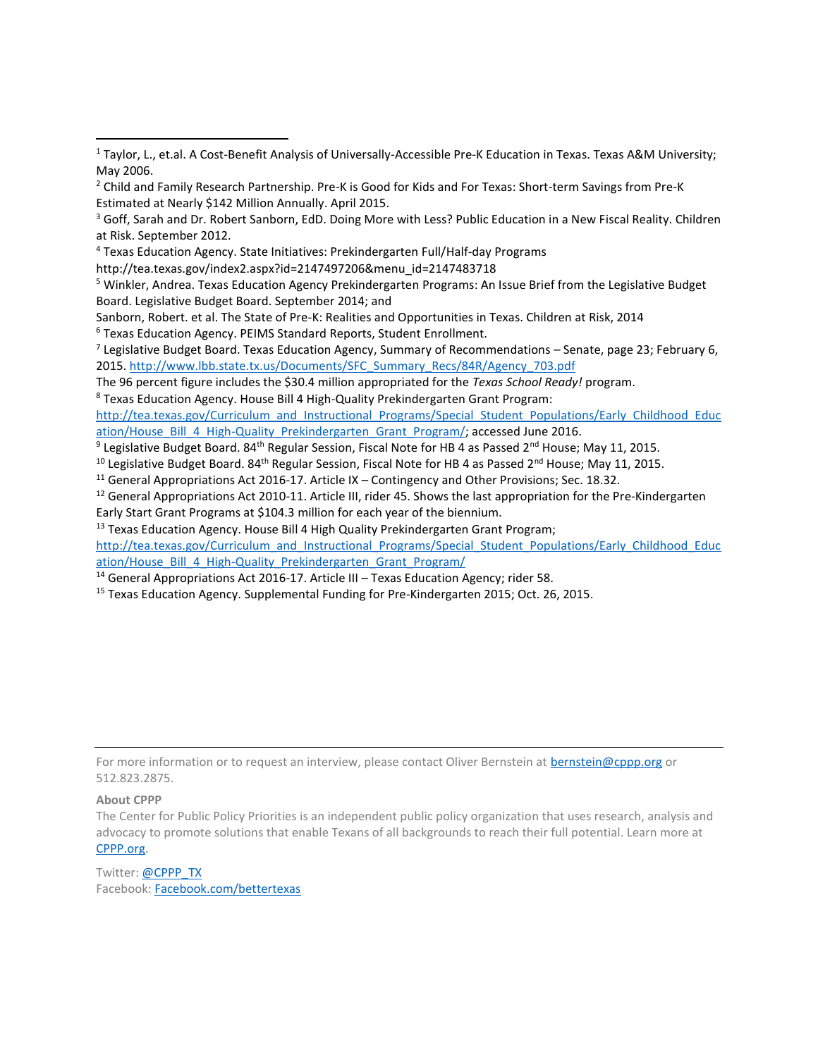[1] Taylor, L., et.al. A Cost-Benefit Analysis of Universally-Accessible Pre-K Education in Texas. Texas A&M University; May 2006.

[2] Child and Family Research Partnership. Pre-K is Good for Kids and For Texas: Short-term Savings from Pre-K Estimated at Nearly $142 Million Annually. April 2015.

[3] Goff, Sarah and Dr. Robert Sanborn, EdD. Doing More with Less? Public Education in a New Fiscal Reality. Children at Risk. September 2012.

[4] Texas Education Agency. State Initiatives: Prekindergarten Full/Half-day Programs http://tea.texas.gov/index2.aspx?id=2147497206&menu_id=2147483718

[5] Winkler, Andrea. Texas Education Agency Prekindergarten Programs: An Issue Brief from the Legislative Budget Board. Legislative Budget Board. September 2014; and
Sanborn, Robert. et al. The State of Pre-K: Realities and Opportunities in Texas. Children at Risk, 2014

[6] Texas Education Agency. PEIMS Standard Reports, Student Enrollment.

[7] Legislative Budget Board. Texas Education Agency, Summary of Recommendations – Senate, page 23; February 6, 2015. http://www.lbb.state.tx.us/Documents/SFC_Summary_Recs/84R/Agency_703.pdf
The 96 percent figure includes the $30.4 million appropriated for the *Texas School Ready!* program.

[8] Texas Education Agency. House Bill 4 High-Quality Prekindergarten Grant Program: http://tea.texas.gov/Curriculum_and_Instructional_Programs/Special_Student_Populations/Early_Childhood_Education/House_Bill_4_High-Quality_Prekindergarten_Grant_Program/; accessed June 2016.

[9] Legislative Budget Board. 84th Regular Session, Fiscal Note for HB 4 as Passed 2nd House; May 11, 2015.

[10] Legislative Budget Board. 84th Regular Session, Fiscal Note for HB 4 as Passed 2nd House; May 11, 2015.

[11] General Appropriations Act 2016-17. Article IX – Contingency and Other Provisions; Sec. 18.32.

[12] General Appropriations Act 2010-11. Article III, rider 45. Shows the last appropriation for the Pre-Kindergarten Early Start Grant Programs at $104.3 million for each year of the biennium.

[13] Texas Education Agency. House Bill 4 High Quality Prekindergarten Grant Program; http://tea.texas.gov/Curriculum_and_Instructional_Programs/Special_Student_Populations/Early_Childhood_Education/House_Bill_4_High-Quality_Prekindergarten_Grant_Program/

[14] General Appropriations Act 2016-17. Article III – Texas Education Agency; rider 58.

[15] Texas Education Agency. Supplemental Funding for Pre-Kindergarten 2015; Oct. 26, 2015.

---

For more information or to request an interview, please contact Oliver Bernstein at bernstein@cppp.org or 512.823.2875.

**About CPPP**

The Center for Public Policy Priorities is an independent public policy organization that uses research, analysis and advocacy to promote solutions that enable Texans of all backgrounds to reach their full potential. Learn more at CPPP.org.

Twitter: @CPPP_TX
Facebook: Facebook.com/bettertexas